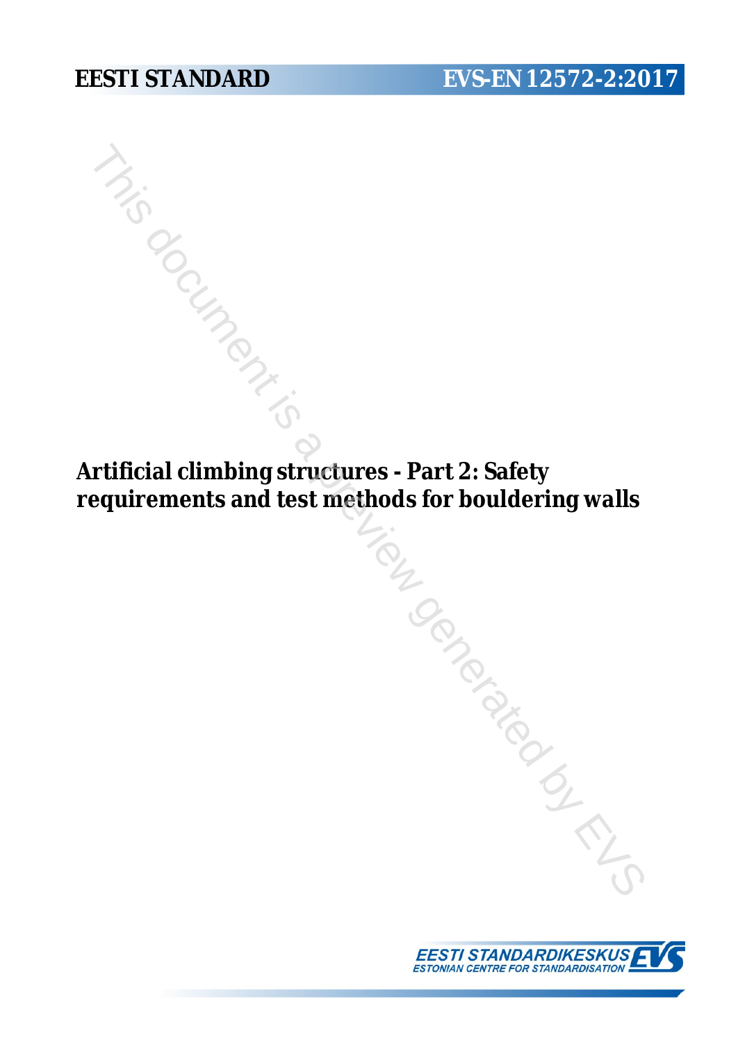**EESTI STANDARD** **EVS-EN 12572-2:2017**

This document is a preview generated by EVS

# Artificial climbing structures - Part 2: Safety requirements and test methods for bouldering walls

EESTI STANDARDIKESKUS
ESTONIAN CENTRE FOR STANDARDISATION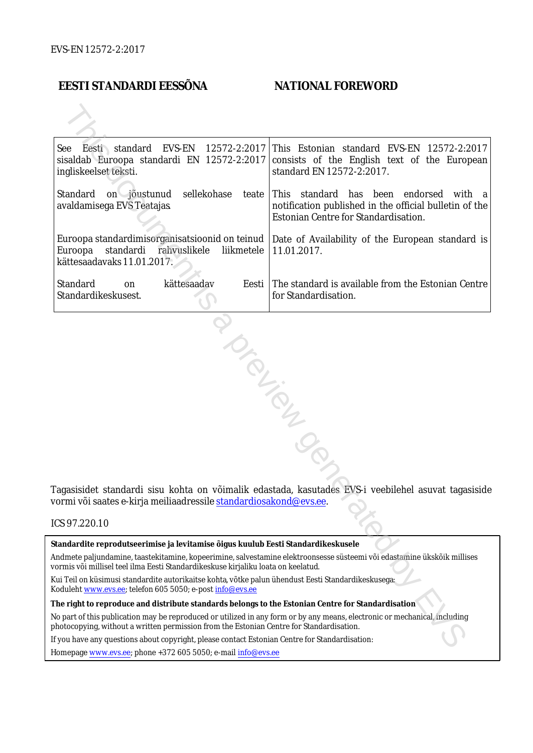## EESTI STANDARDI EESSÕNA

## NATIONAL FOREWORD

| | |
|---|---|
| See Eesti standard EVS-EN 12572-2:2017 sisaldab Euroopa standardi EN 12572-2:2017 ingliskeelset teksti. | This Estonian standard EVS-EN 12572-2:2017 consists of the English text of the European standard EN 12572-2:2017. |
| Standard on jõustunud sellekohase teate avaldamisega EVS Teatajas. | This standard has been endorsed with a notification published in the official bulletin of the Estonian Centre for Standardisation. |
| Euroopa standardimisorganisatsioonid on teinud Euroopa standardi rahvuslikele liikmetele kättesaadavaks 11.01.2017. | Date of Availability of the European standard is 11.01.2017. |
| Standard on kättesaadav Eesti Standardikeskusest. | The standard is available from the Estonian Centre for Standardisation. |

Tagasisidet standardi sisu kohta on võimalik edastada, kasutades EVS-i veebilehel asuvat tagasiside vormi või saates e-kirja meiliaadressile standardiosakond@evs.ee.

ICS 97.220.10

**Standardite reprodutseerimise ja levitamise õigus kuulub Eesti Standardikeskusele**

Andmete paljundamine, taastekitamine, kopeerimine, salvestamine elektroonsesse süsteemi või edastamine ükskõik millises vormis või millisel teel ilma Eesti Standardikeskuse kirjaliku loata on keelatud.

Kui Teil on küsimusi standardite autorikaitse kohta, võtke palun ühendust Eesti Standardikeskusega:
Koduleht www.evs.ee; telefon 605 5050; e-post info@evs.ee

**The right to reproduce and distribute standards belongs to the Estonian Centre for Standardisation**

No part of this publication may be reproduced or utilized in any form or by any means, electronic or mechanical, including photocopying, without a written permission from the Estonian Centre for Standardisation.

If you have any questions about copyright, please contact Estonian Centre for Standardisation:

Homepage www.evs.ee; phone +372 605 5050; e-mail info@evs.ee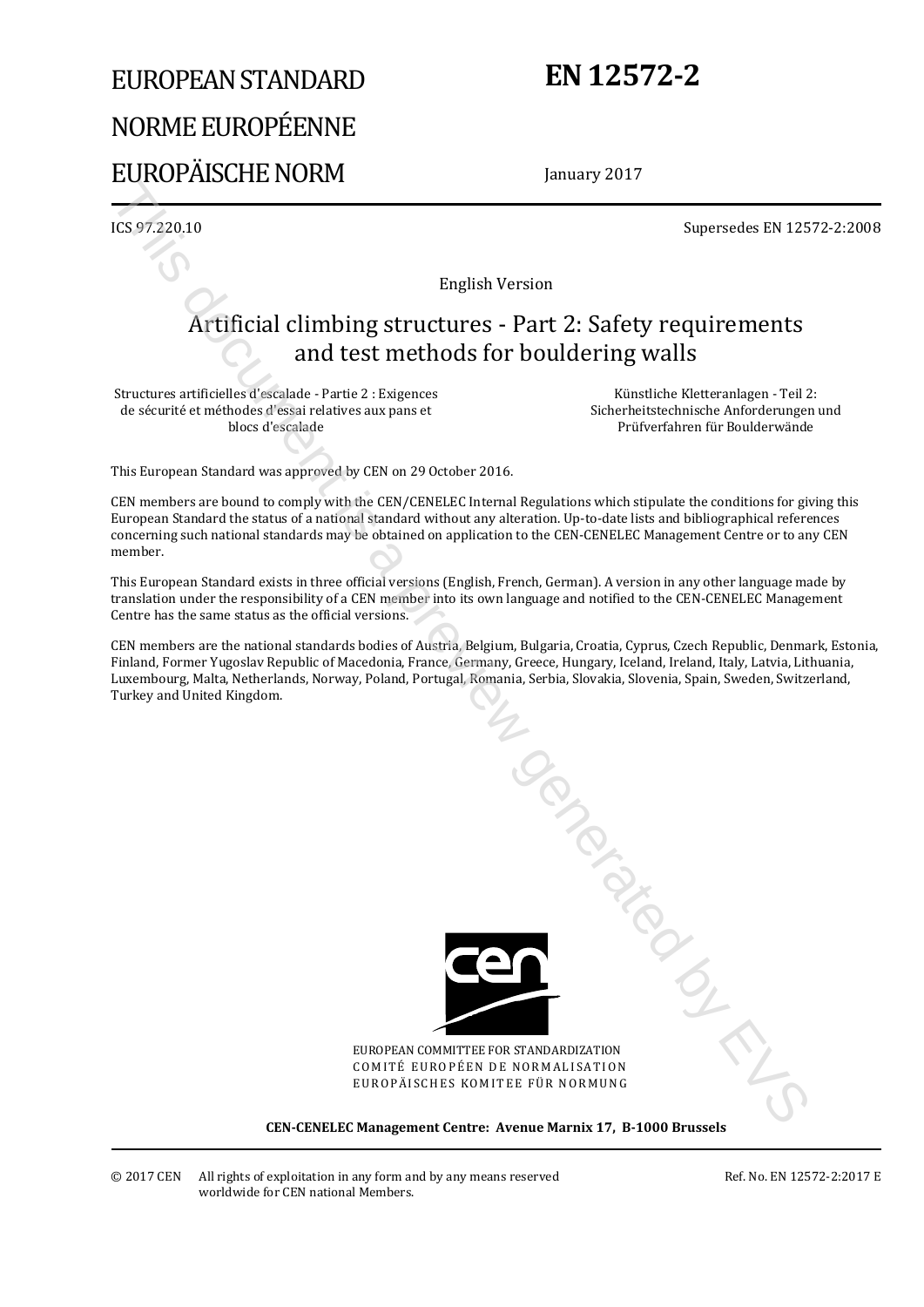# EUROPEAN STANDARD
# NORME EUROPÉENNE
# EUROPÄISCHE NORM

# EN 12572-2

January 2017

ICS 97.220.10

Supersedes EN 12572-2:2008

English Version

## Artificial climbing structures - Part 2: Safety requirements and test methods for bouldering walls

Structures artificielles d'escalade - Partie 2 : Exigences de sécurité et méthodes d'essai relatives aux pans et blocs d'escalade

Künstliche Kletteranlagen - Teil 2: Sicherheitstechnische Anforderungen und Prüfverfahren für Boulderwände

This European Standard was approved by CEN on 29 October 2016.

CEN members are bound to comply with the CEN/CENELEC Internal Regulations which stipulate the conditions for giving this European Standard the status of a national standard without any alteration. Up-to-date lists and bibliographical references concerning such national standards may be obtained on application to the CEN-CENELEC Management Centre or to any CEN member.

This European Standard exists in three official versions (English, French, German). A version in any other language made by translation under the responsibility of a CEN member into its own language and notified to the CEN-CENELEC Management Centre has the same status as the official versions.

CEN members are the national standards bodies of Austria, Belgium, Bulgaria, Croatia, Cyprus, Czech Republic, Denmark, Estonia, Finland, Former Yugoslav Republic of Macedonia, France, Germany, Greece, Hungary, Iceland, Ireland, Italy, Latvia, Lithuania, Luxembourg, Malta, Netherlands, Norway, Poland, Portugal, Romania, Serbia, Slovakia, Slovenia, Spain, Sweden, Switzerland, Turkey and United Kingdom.

EUROPEAN COMMITTEE FOR STANDARDIZATION
COMITÉ EUROPÉEN DE NORMALISATION
EUROPÄISCHES KOMITEE FÜR NORMUNG

**CEN-CENELEC Management Centre: Avenue Marnix 17, B-1000 Brussels**

© 2017 CEN All rights of exploitation in any form and by any means reserved worldwide for CEN national Members.

Ref. No. EN 12572-2:2017 E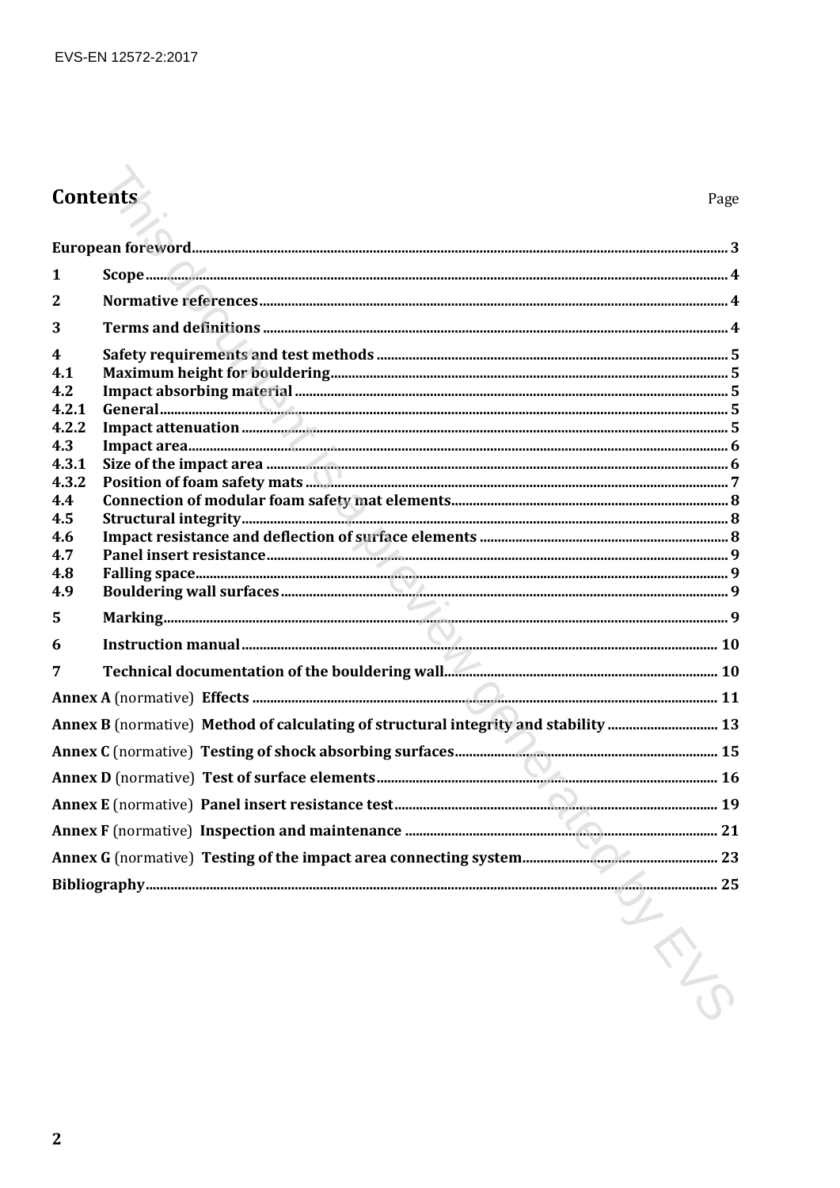# Contents

Page

**European foreword** ... 3

**1 Scope** ... 4

**2 Normative references** ... 4

**3 Terms and definitions** ... 4

**4 Safety requirements and test methods** ... 5
**4.1 Maximum height for bouldering** ... 5
**4.2 Impact absorbing material** ... 5
**4.2.1 General** ... 5
**4.2.2 Impact attenuation** ... 5
**4.3 Impact area** ... 6
**4.3.1 Size of the impact area** ... 6
**4.3.2 Position of foam safety mats** ... 7
**4.4 Connection of modular foam safety mat elements** ... 8
**4.5 Structural integrity** ... 8
**4.6 Impact resistance and deflection of surface elements** ... 8
**4.7 Panel insert resistance** ... 9
**4.8 Falling space** ... 9
**4.9 Bouldering wall surfaces** ... 9

**5 Marking** ... 9

**6 Instruction manual** ... 10

**7 Technical documentation of the bouldering wall** ... 10

**Annex A** (normative) **Effects** ... 11

**Annex B** (normative) **Method of calculating of structural integrity and stability** ... 13

**Annex C** (normative) **Testing of shock absorbing surfaces** ... 15

**Annex D** (normative) **Test of surface elements** ... 16

**Annex E** (normative) **Panel insert resistance test** ... 19

**Annex F** (normative) **Inspection and maintenance** ... 21

**Annex G** (normative) **Testing of the impact area connecting system** ... 23

**Bibliography** ... 25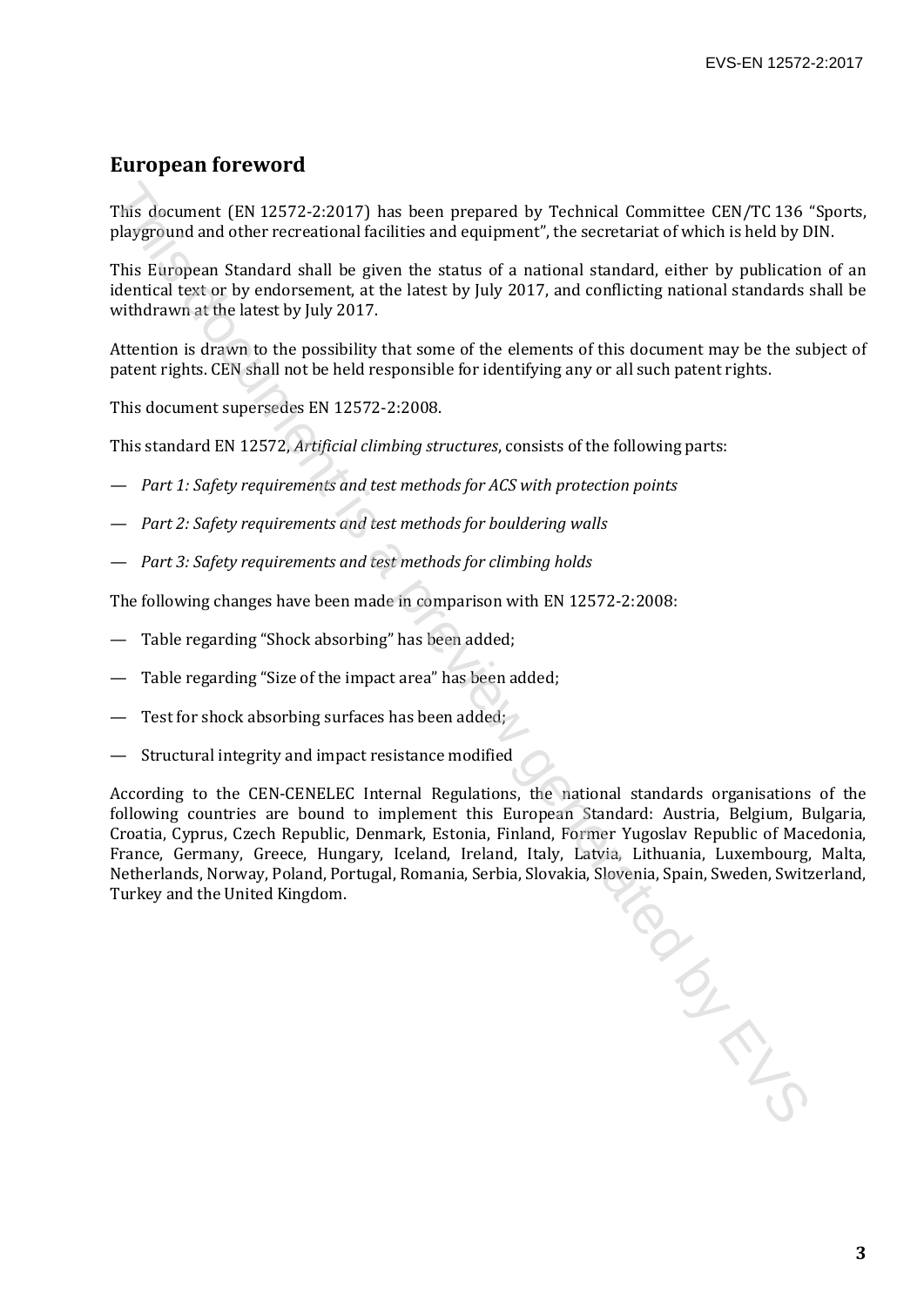## European foreword

This document (EN 12572-2:2017) has been prepared by Technical Committee CEN/TC 136 "Sports, playground and other recreational facilities and equipment", the secretariat of which is held by DIN.

This European Standard shall be given the status of a national standard, either by publication of an identical text or by endorsement, at the latest by July 2017, and conflicting national standards shall be withdrawn at the latest by July 2017.

Attention is drawn to the possibility that some of the elements of this document may be the subject of patent rights. CEN shall not be held responsible for identifying any or all such patent rights.

This document supersedes EN 12572-2:2008.

This standard EN 12572, *Artificial climbing structures*, consists of the following parts:

— *Part 1: Safety requirements and test methods for ACS with protection points*

— *Part 2: Safety requirements and test methods for bouldering walls*

— *Part 3: Safety requirements and test methods for climbing holds*

The following changes have been made in comparison with EN 12572-2:2008:

— Table regarding "Shock absorbing" has been added;

— Table regarding "Size of the impact area" has been added;

— Test for shock absorbing surfaces has been added;

— Structural integrity and impact resistance modified

According to the CEN-CENELEC Internal Regulations, the national standards organisations of the following countries are bound to implement this European Standard: Austria, Belgium, Bulgaria, Croatia, Cyprus, Czech Republic, Denmark, Estonia, Finland, Former Yugoslav Republic of Macedonia, France, Germany, Greece, Hungary, Iceland, Ireland, Italy, Latvia, Lithuania, Luxembourg, Malta, Netherlands, Norway, Poland, Portugal, Romania, Serbia, Slovakia, Slovenia, Spain, Sweden, Switzerland, Turkey and the United Kingdom.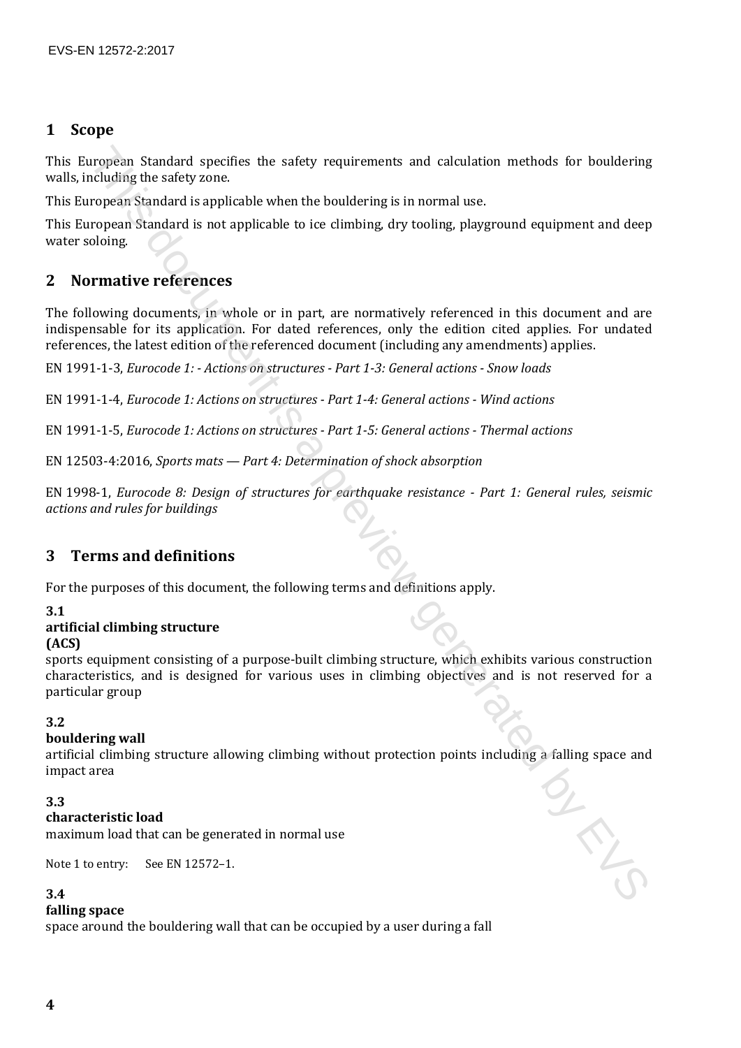## 1 Scope

This European Standard specifies the safety requirements and calculation methods for bouldering walls, including the safety zone.

This European Standard is applicable when the bouldering is in normal use.

This European Standard is not applicable to ice climbing, dry tooling, playground equipment and deep water soloing.

## 2 Normative references

The following documents, in whole or in part, are normatively referenced in this document and are indispensable for its application. For dated references, only the edition cited applies. For undated references, the latest edition of the referenced document (including any amendments) applies.

EN 1991-1-3, *Eurocode 1: - Actions on structures - Part 1-3: General actions - Snow loads*

EN 1991-1-4, *Eurocode 1: Actions on structures - Part 1-4: General actions - Wind actions*

EN 1991-1-5, *Eurocode 1: Actions on structures - Part 1-5: General actions - Thermal actions*

EN 12503-4:2016, *Sports mats — Part 4: Determination of shock absorption*

EN 1998-1, *Eurocode 8: Design of structures for earthquake resistance - Part 1: General rules, seismic actions and rules for buildings*

## 3 Terms and definitions

For the purposes of this document, the following terms and definitions apply.

**3.1**
**artificial climbing structure**
**(ACS)**
sports equipment consisting of a purpose-built climbing structure, which exhibits various construction characteristics, and is designed for various uses in climbing objectives and is not reserved for a particular group

**3.2**
**bouldering wall**
artificial climbing structure allowing climbing without protection points including a falling space and impact area

**3.3**
**characteristic load**
maximum load that can be generated in normal use

Note 1 to entry: See EN 12572–1.

**3.4**
**falling space**
space around the bouldering wall that can be occupied by a user during a fall